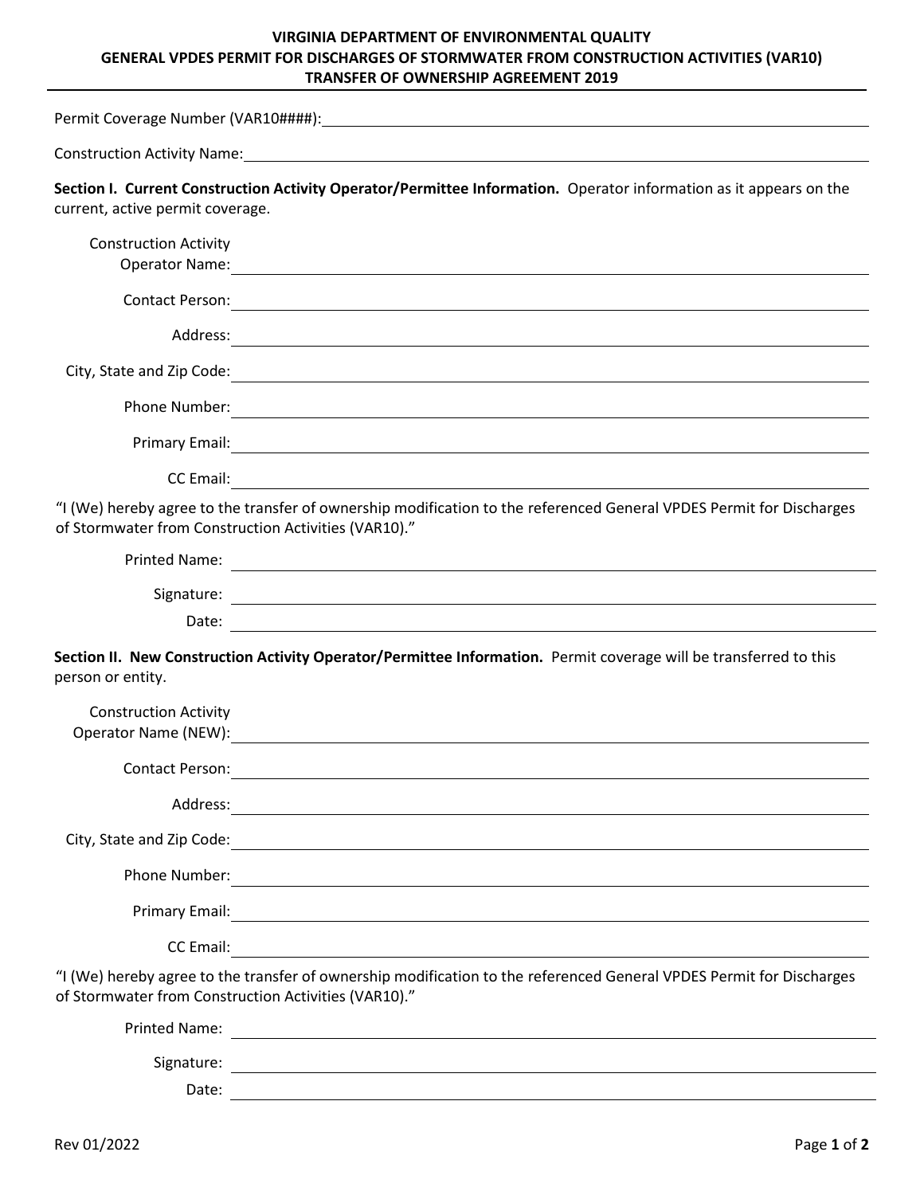**VIRGINIA DEPARTMENT OF ENVIRONMENTAL QUALITY**
**GENERAL VPDES PERMIT FOR DISCHARGES OF STORMWATER FROM CONSTRUCTION ACTIVITIES (VAR10)**
**TRANSFER OF OWNERSHIP AGREEMENT 2019**

Permit Coverage Number (VAR10####): ____________________

Construction Activity Name: ____________________

**Section I. Current Construction Activity Operator/Permittee Information.** Operator information as it appears on the current, active permit coverage.

Construction Activity Operator Name: ____________________

Contact Person: ____________________

Address: ____________________

City, State and Zip Code: ____________________

Phone Number: ____________________

Primary Email: ____________________

CC Email: ____________________

"I (We) hereby agree to the transfer of ownership modification to the referenced General VPDES Permit for Discharges of Stormwater from Construction Activities (VAR10)."

Printed Name: ____________________

Signature: ____________________

Date: ____________________

**Section II. New Construction Activity Operator/Permittee Information.** Permit coverage will be transferred to this person or entity.

Construction Activity Operator Name (NEW): ____________________

Contact Person: ____________________

Address: ____________________

City, State and Zip Code: ____________________

Phone Number: ____________________

Primary Email: ____________________

CC Email: ____________________

"I (We) hereby agree to the transfer of ownership modification to the referenced General VPDES Permit for Discharges of Stormwater from Construction Activities (VAR10)."

Printed Name: ____________________

Signature: ____________________

Date: ____________________

Rev 01/2022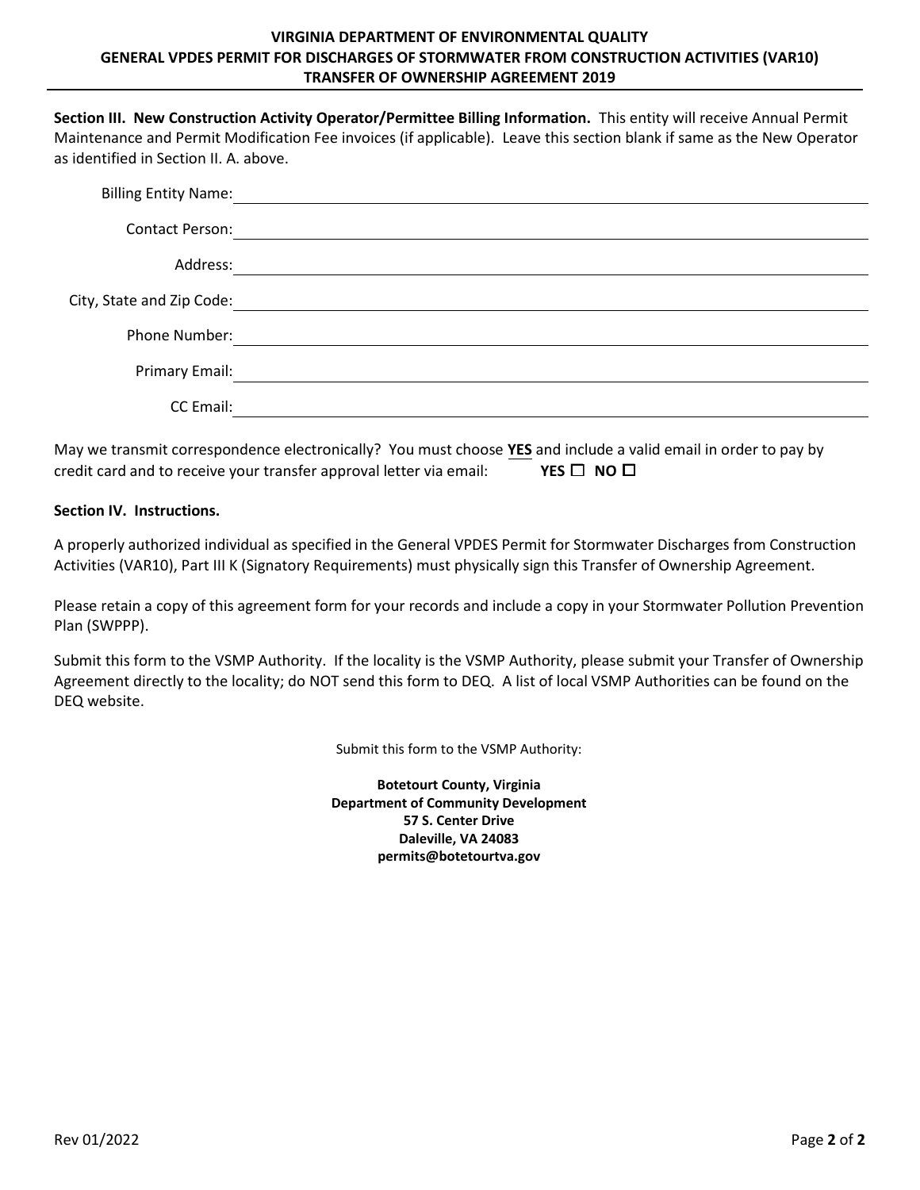**Section III. New Construction Activity Operator/Permittee Billing Information.** This entity will receive Annual Permit Maintenance and Permit Modification Fee invoices (if applicable). Leave this section blank if same as the New Operator as identified in Section II. A. above.

Billing Entity Name: \_\_\_\_\_\_\_\_\_\_\_\_\_\_\_\_\_\_\_\_\_\_\_\_\_\_\_\_\_\_\_\_

Contact Person: \_\_\_\_\_\_\_\_\_\_\_\_\_\_\_\_\_\_\_\_\_\_\_\_\_\_\_\_\_\_\_\_

Address: \_\_\_\_\_\_\_\_\_\_\_\_\_\_\_\_\_\_\_\_\_\_\_\_\_\_\_\_\_\_\_\_

City, State and Zip Code: \_\_\_\_\_\_\_\_\_\_\_\_\_\_\_\_\_\_\_\_\_\_\_\_\_\_\_\_\_\_\_\_

Phone Number: \_\_\_\_\_\_\_\_\_\_\_\_\_\_\_\_\_\_\_\_\_\_\_\_\_\_\_\_\_\_\_\_

Primary Email: \_\_\_\_\_\_\_\_\_\_\_\_\_\_\_\_\_\_\_\_\_\_\_\_\_\_\_\_\_\_\_\_

CC Email: \_\_\_\_\_\_\_\_\_\_\_\_\_\_\_\_\_\_\_\_\_\_\_\_\_\_\_\_\_\_\_\_

May we transmit correspondence electronically? You must choose **YES** and include a valid email in order to pay by credit card and to receive your transfer approval letter via email: **YES** ☐ **NO** ☐

**Section IV. Instructions.**

A properly authorized individual as specified in the General VPDES Permit for Stormwater Discharges from Construction Activities (VAR10), Part III K (Signatory Requirements) must physically sign this Transfer of Ownership Agreement.

Please retain a copy of this agreement form for your records and include a copy in your Stormwater Pollution Prevention Plan (SWPPP).

Submit this form to the VSMP Authority. If the locality is the VSMP Authority, please submit your Transfer of Ownership Agreement directly to the locality; do NOT send this form to DEQ. A list of local VSMP Authorities can be found on the DEQ website.

Submit this form to the VSMP Authority:

**Botetourt County, Virginia**
**Department of Community Development**
**57 S. Center Drive**
**Daleville, VA 24083**
**permits@botetourtva.gov**